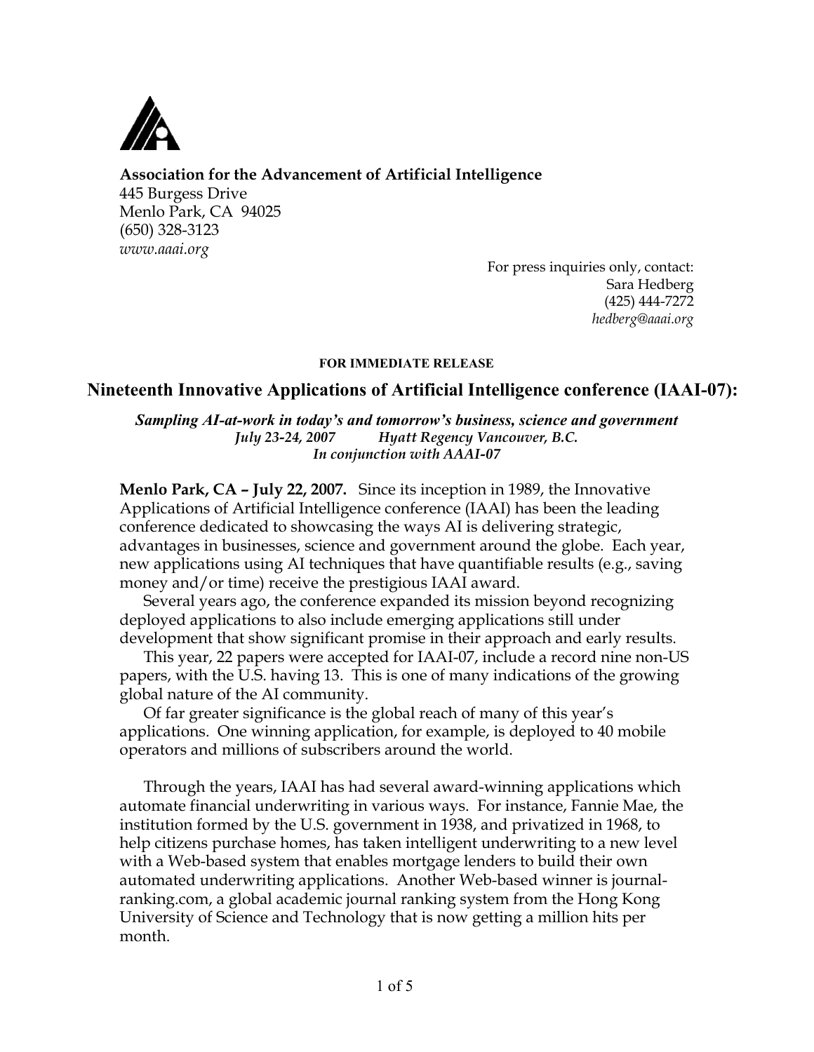**Association for the Advancement of Artificial Intelligence**
445 Burgess Drive
Menlo Park, CA 94025
(650) 328-3123
*www.aaai.org*

For press inquiries only, contact:
Sara Hedberg
(425) 444-7272
*hedberg@aaai.org*

**FOR IMMEDIATE RELEASE**

# Nineteenth Innovative Applications of Artificial Intelligence conference (IAAI-07):

***Sampling AI-at-work in today's and tomorrow's business, science and government***
***July 23-24, 2007 Hyatt Regency Vancouver, B.C.***
***In conjunction with AAAI-07***

**Menlo Park, CA – July 22, 2007.** Since its inception in 1989, the Innovative Applications of Artificial Intelligence conference (IAAI) has been the leading conference dedicated to showcasing the ways AI is delivering strategic, advantages in businesses, science and government around the globe. Each year, new applications using AI techniques that have quantifiable results (e.g., saving money and/or time) receive the prestigious IAAI award.

Several years ago, the conference expanded its mission beyond recognizing deployed applications to also include emerging applications still under development that show significant promise in their approach and early results.

This year, 22 papers were accepted for IAAI-07, include a record nine non-US papers, with the U.S. having 13. This is one of many indications of the growing global nature of the AI community.

Of far greater significance is the global reach of many of this year's applications. One winning application, for example, is deployed to 40 mobile operators and millions of subscribers around the world.

Through the years, IAAI has had several award-winning applications which automate financial underwriting in various ways. For instance, Fannie Mae, the institution formed by the U.S. government in 1938, and privatized in 1968, to help citizens purchase homes, has taken intelligent underwriting to a new level with a Web-based system that enables mortgage lenders to build their own automated underwriting applications. Another Web-based winner is journal-ranking.com, a global academic journal ranking system from the Hong Kong University of Science and Technology that is now getting a million hits per month.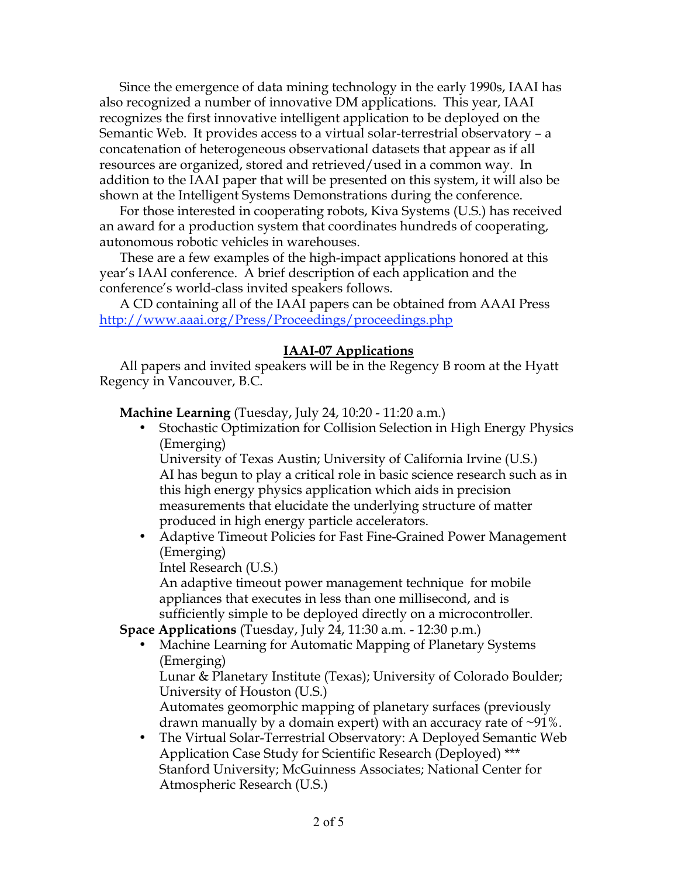Since the emergence of data mining technology in the early 1990s, IAAI has also recognized a number of innovative DM applications. This year, IAAI recognizes the first innovative intelligent application to be deployed on the Semantic Web. It provides access to a virtual solar-terrestrial observatory – a concatenation of heterogeneous observational datasets that appear as if all resources are organized, stored and retrieved/used in a common way. In addition to the IAAI paper that will be presented on this system, it will also be shown at the Intelligent Systems Demonstrations during the conference.

For those interested in cooperating robots, Kiva Systems (U.S.) has received an award for a production system that coordinates hundreds of cooperating, autonomous robotic vehicles in warehouses.

These are a few examples of the high-impact applications honored at this year's IAAI conference. A brief description of each application and the conference's world-class invited speakers follows.

A CD containing all of the IAAI papers can be obtained from AAAI Press http://www.aaai.org/Press/Proceedings/proceedings.php

## IAAI-07 Applications

All papers and invited speakers will be in the Regency B room at the Hyatt Regency in Vancouver, B.C.

**Machine Learning** (Tuesday, July 24, 10:20 - 11:20 a.m.)

- Stochastic Optimization for Collision Selection in High Energy Physics (Emerging)
  University of Texas Austin; University of California Irvine (U.S.)
  AI has begun to play a critical role in basic science research such as in this high energy physics application which aids in precision measurements that elucidate the underlying structure of matter produced in high energy particle accelerators.
- Adaptive Timeout Policies for Fast Fine-Grained Power Management (Emerging)
  Intel Research (U.S.)
  An adaptive timeout power management technique for mobile appliances that executes in less than one millisecond, and is sufficiently simple to be deployed directly on a microcontroller.

**Space Applications** (Tuesday, July 24, 11:30 a.m. - 12:30 p.m.)

- Machine Learning for Automatic Mapping of Planetary Systems (Emerging)
  Lunar & Planetary Institute (Texas); University of Colorado Boulder; University of Houston (U.S.)
  Automates geomorphic mapping of planetary surfaces (previously drawn manually by a domain expert) with an accuracy rate of ~91%.
- The Virtual Solar-Terrestrial Observatory: A Deployed Semantic Web Application Case Study for Scientific Research (Deployed) ***
  Stanford University; McGuinness Associates; National Center for Atmospheric Research (U.S.)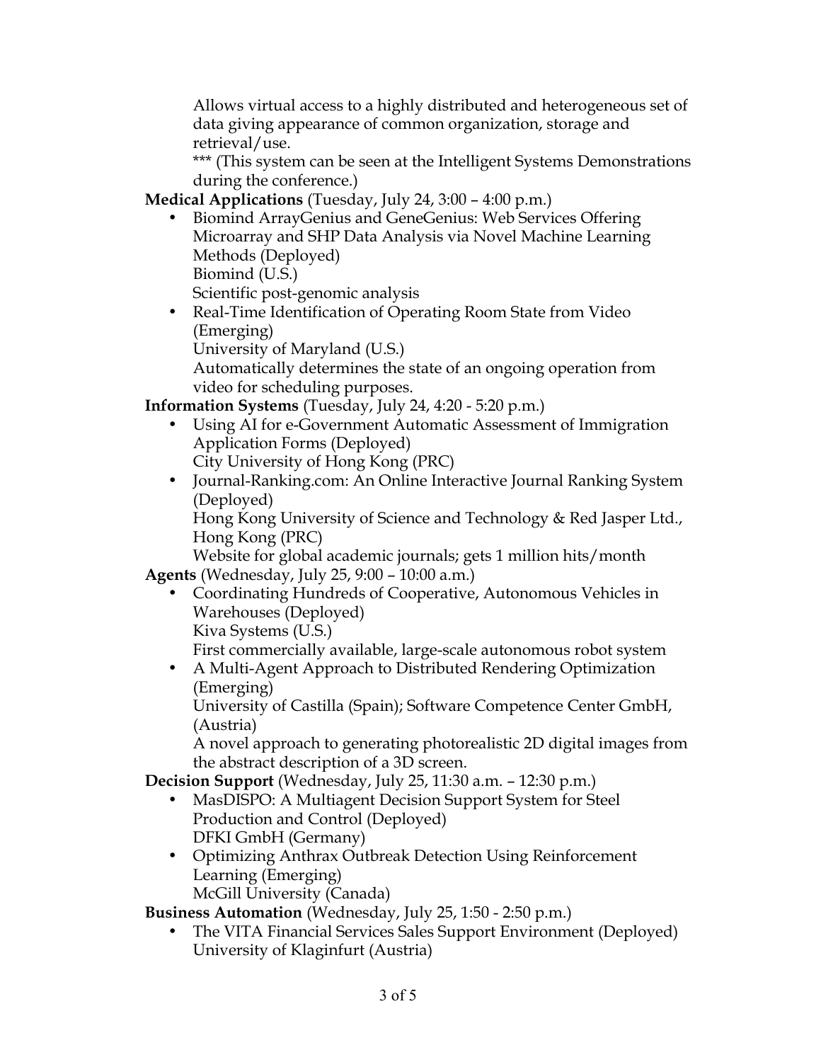Allows virtual access to a highly distributed and heterogeneous set of data giving appearance of common organization, storage and retrieval/use.
*** (This system can be seen at the Intelligent Systems Demonstrations during the conference.)

**Medical Applications** (Tuesday, July 24, 3:00 – 4:00 p.m.)

- Biomind ArrayGenius and GeneGenius: Web Services Offering Microarray and SHP Data Analysis via Novel Machine Learning Methods (Deployed)
  Biomind (U.S.)
  Scientific post-genomic analysis
- Real-Time Identification of Operating Room State from Video (Emerging)
  University of Maryland (U.S.)
  Automatically determines the state of an ongoing operation from video for scheduling purposes.

**Information Systems** (Tuesday, July 24, 4:20 - 5:20 p.m.)

- Using AI for e-Government Automatic Assessment of Immigration Application Forms (Deployed)
  City University of Hong Kong (PRC)
- Journal-Ranking.com: An Online Interactive Journal Ranking System (Deployed)
  Hong Kong University of Science and Technology & Red Jasper Ltd., Hong Kong (PRC)
  Website for global academic journals; gets 1 million hits/month

**Agents** (Wednesday, July 25, 9:00 – 10:00 a.m.)

- Coordinating Hundreds of Cooperative, Autonomous Vehicles in Warehouses (Deployed)
  Kiva Systems (U.S.)
  First commercially available, large-scale autonomous robot system
- A Multi-Agent Approach to Distributed Rendering Optimization (Emerging)
  University of Castilla (Spain); Software Competence Center GmbH, (Austria)
  A novel approach to generating photorealistic 2D digital images from the abstract description of a 3D screen.

**Decision Support** (Wednesday, July 25, 11:30 a.m. – 12:30 p.m.)

- MasDISPO: A Multiagent Decision Support System for Steel Production and Control (Deployed)
  DFKI GmbH (Germany)
- Optimizing Anthrax Outbreak Detection Using Reinforcement Learning (Emerging)
  McGill University (Canada)

**Business Automation** (Wednesday, July 25, 1:50 - 2:50 p.m.)

- The VITA Financial Services Sales Support Environment (Deployed)
  University of Klaginfurt (Austria)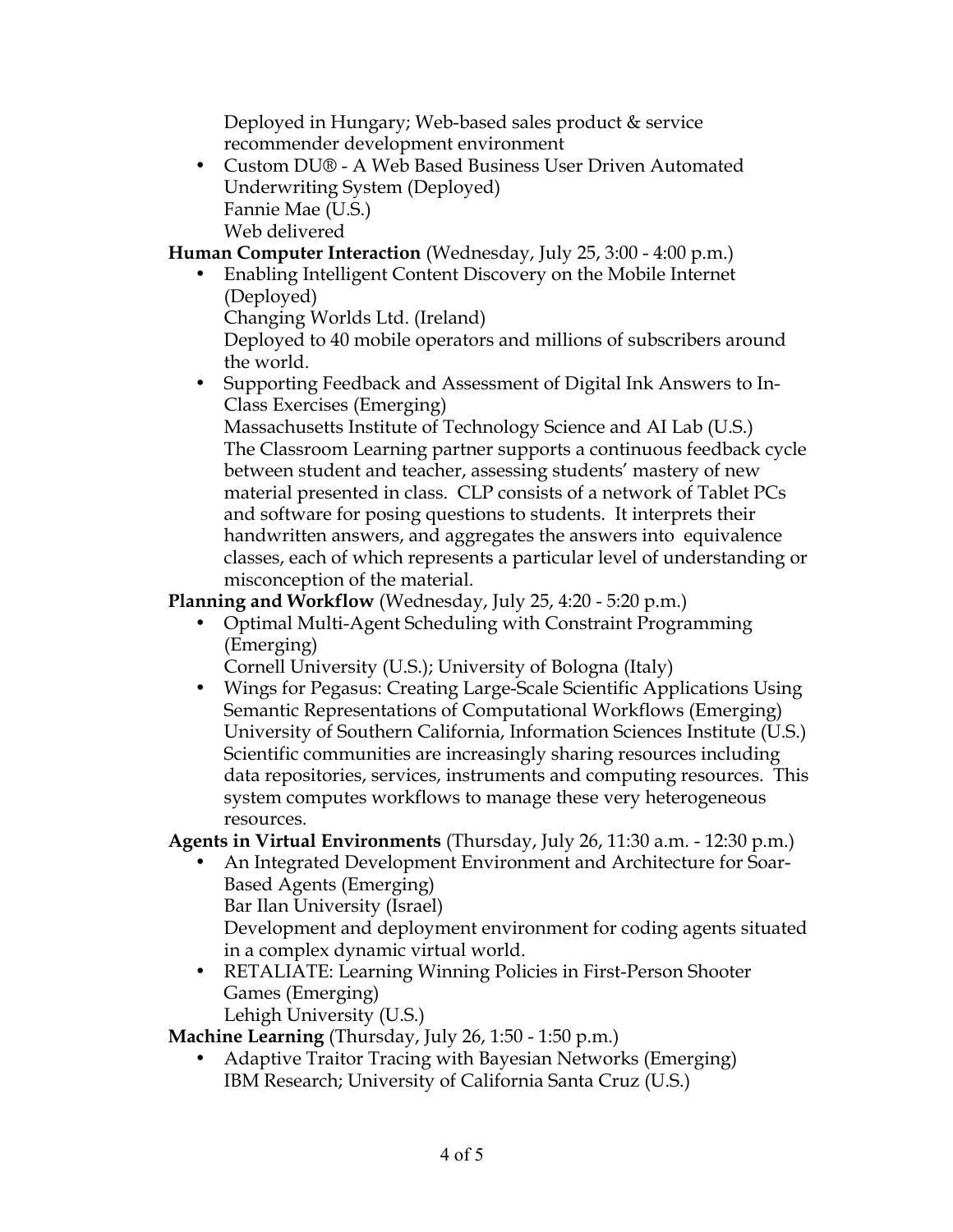Deployed in Hungary; Web-based sales product & service recommender development environment

- Custom DU® - A Web Based Business User Driven Automated Underwriting System (Deployed)
  Fannie Mae (U.S.)
  Web delivered

**Human Computer Interaction** (Wednesday, July 25, 3:00 - 4:00 p.m.)

- Enabling Intelligent Content Discovery on the Mobile Internet (Deployed)
  Changing Worlds Ltd. (Ireland)
  Deployed to 40 mobile operators and millions of subscribers around the world.
- Supporting Feedback and Assessment of Digital Ink Answers to In-Class Exercises (Emerging)
  Massachusetts Institute of Technology Science and AI Lab (U.S.)
  The Classroom Learning partner supports a continuous feedback cycle between student and teacher, assessing students' mastery of new material presented in class. CLP consists of a network of Tablet PCs and software for posing questions to students. It interprets their handwritten answers, and aggregates the answers into equivalence classes, each of which represents a particular level of understanding or misconception of the material.

**Planning and Workflow** (Wednesday, July 25, 4:20 - 5:20 p.m.)

- Optimal Multi-Agent Scheduling with Constraint Programming (Emerging)
  Cornell University (U.S.); University of Bologna (Italy)
- Wings for Pegasus: Creating Large-Scale Scientific Applications Using Semantic Representations of Computational Workflows (Emerging)
  University of Southern California, Information Sciences Institute (U.S.)
  Scientific communities are increasingly sharing resources including data repositories, services, instruments and computing resources. This system computes workflows to manage these very heterogeneous resources.

**Agents in Virtual Environments** (Thursday, July 26, 11:30 a.m. - 12:30 p.m.)

- An Integrated Development Environment and Architecture for Soar-Based Agents (Emerging)
  Bar Ilan University (Israel)
  Development and deployment environment for coding agents situated in a complex dynamic virtual world.
- RETALIATE: Learning Winning Policies in First-Person Shooter Games (Emerging)
  Lehigh University (U.S.)

**Machine Learning** (Thursday, July 26, 1:50 - 1:50 p.m.)

- Adaptive Traitor Tracing with Bayesian Networks (Emerging)
  IBM Research; University of California Santa Cruz (U.S.)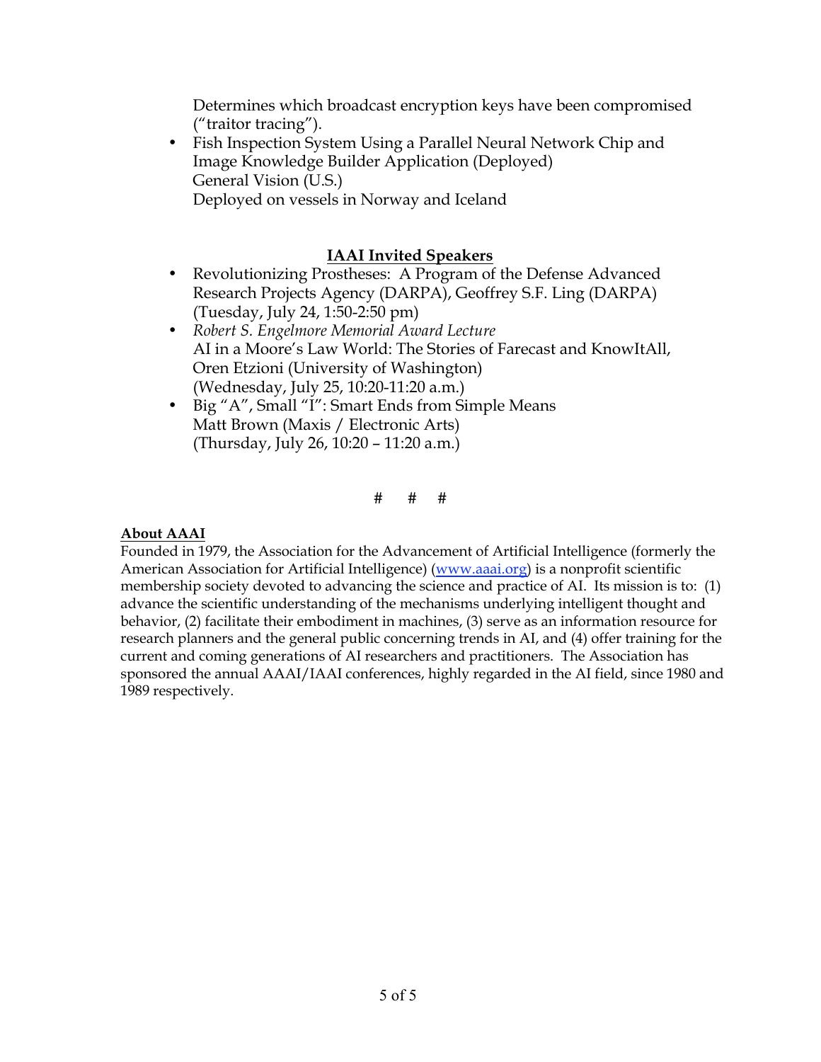Determines which broadcast encryption keys have been compromised ("traitor tracing").

- Fish Inspection System Using a Parallel Neural Network Chip and Image Knowledge Builder Application (Deployed)
  General Vision (U.S.)
  Deployed on vessels in Norway and Iceland

## IAAI Invited Speakers

- Revolutionizing Prostheses: A Program of the Defense Advanced Research Projects Agency (DARPA), Geoffrey S.F. Ling (DARPA) (Tuesday, July 24, 1:50-2:50 pm)
- *Robert S. Engelmore Memorial Award Lecture*
  AI in a Moore's Law World: The Stories of Farecast and KnowItAll, Oren Etzioni (University of Washington)
  (Wednesday, July 25, 10:20-11:20 a.m.)
- Big "A", Small "I": Smart Ends from Simple Means
  Matt Brown (Maxis / Electronic Arts)
  (Thursday, July 26, 10:20 – 11:20 a.m.)

# # #

**About AAAI**

Founded in 1979, the Association for the Advancement of Artificial Intelligence (formerly the American Association for Artificial Intelligence) (www.aaai.org) is a nonprofit scientific membership society devoted to advancing the science and practice of AI. Its mission is to: (1) advance the scientific understanding of the mechanisms underlying intelligent thought and behavior, (2) facilitate their embodiment in machines, (3) serve as an information resource for research planners and the general public concerning trends in AI, and (4) offer training for the current and coming generations of AI researchers and practitioners. The Association has sponsored the annual AAAI/IAAI conferences, highly regarded in the AI field, since 1980 and 1989 respectively.